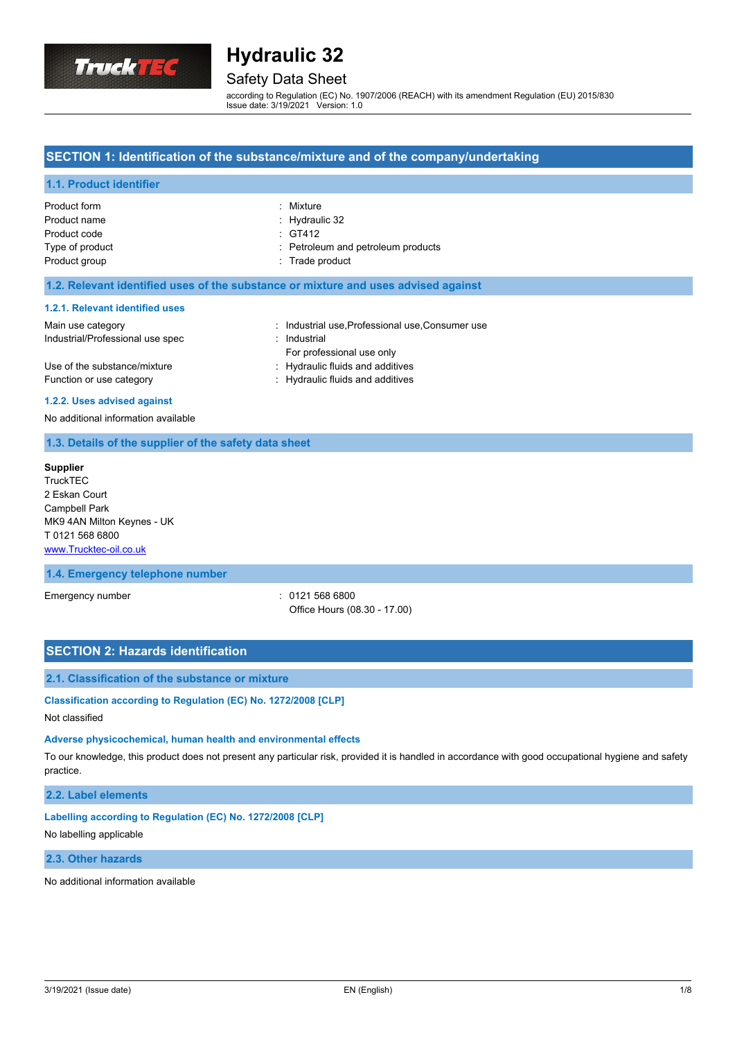# Hydraulic 32

## Safety Data Sheet

according to Regulation (EC) No. 1907/2006 (REACH) with its amendment Regulation (EU) 2015/830
Issue date: 3/19/2021 Version: 1.0

## SECTION 1: Identification of the substance/mixture and of the company/undertaking

### 1.1. Product identifier

| | |
|---|---|
| Product form | : Mixture |
| Product name | : Hydraulic 32 |
| Product code | : GT412 |
| Type of product | : Petroleum and petroleum products |
| Product group | : Trade product |

### 1.2. Relevant identified uses of the substance or mixture and uses advised against

#### 1.2.1. Relevant identified uses

| | |
|---|---|
| Main use category | : Industrial use,Professional use,Consumer use |
| Industrial/Professional use spec | : Industrial<br>For professional use only |
| Use of the substance/mixture | : Hydraulic fluids and additives |
| Function or use category | : Hydraulic fluids and additives |

#### 1.2.2. Uses advised against

No additional information available

### 1.3. Details of the supplier of the safety data sheet

**Supplier**
TruckTEC
2 Eskan Court
Campbell Park
MK9 4AN Milton Keynes - UK
T 0121 568 6800
www.Trucktec-oil.co.uk

### 1.4. Emergency telephone number

| | |
|---|---|
| Emergency number | : 0121 568 6800<br>Office Hours (08.30 - 17.00) |

## SECTION 2: Hazards identification

### 2.1. Classification of the substance or mixture

#### Classification according to Regulation (EC) No. 1272/2008 [CLP]

Not classified

#### Adverse physicochemical, human health and environmental effects

To our knowledge, this product does not present any particular risk, provided it is handled in accordance with good occupational hygiene and safety practice.

### 2.2. Label elements

#### Labelling according to Regulation (EC) No. 1272/2008 [CLP]

No labelling applicable

### 2.3. Other hazards

No additional information available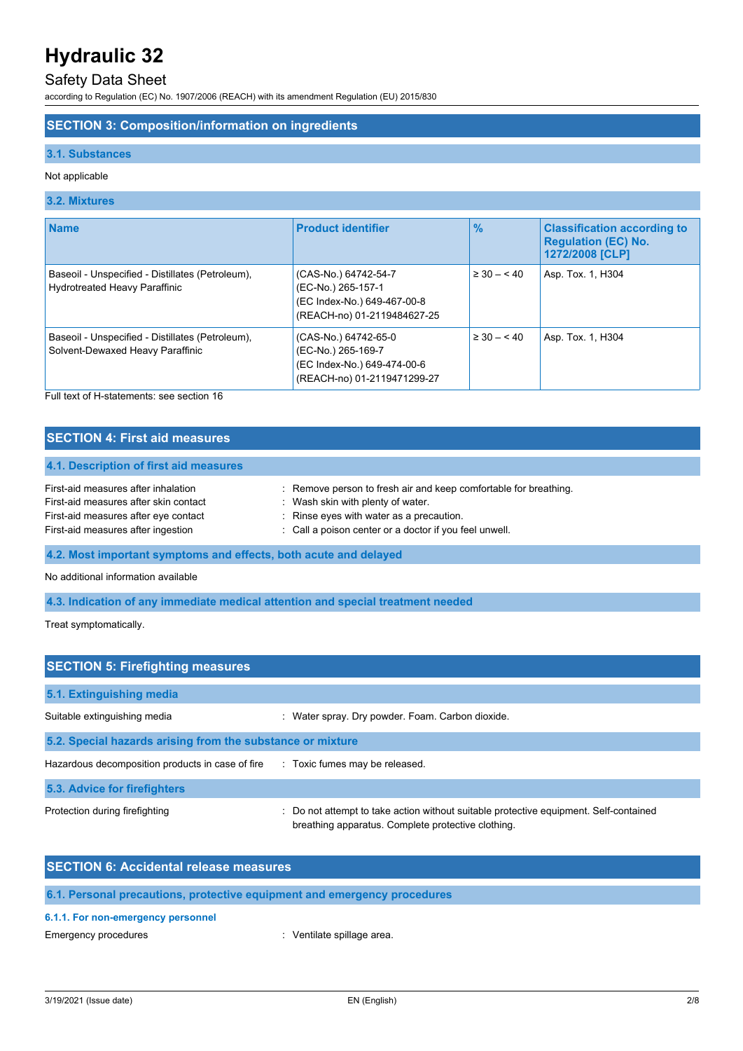## SECTION 3: Composition/information on ingredients

### 3.1. Substances

Not applicable

### 3.2. Mixtures

| Name | Product identifier | % | Classification according to Regulation (EC) No. 1272/2008 [CLP] |
|---|---|---|---|
| Baseoil - Unspecified - Distillates (Petroleum), Hydrotreated Heavy Paraffinic | (CAS-No.) 64742-54-7<br>(EC-No.) 265-157-1<br>(EC Index-No.) 649-467-00-8<br>(REACH-no) 01-2119484627-25 | ≥ 30 – < 40 | Asp. Tox. 1, H304 |
| Baseoil - Unspecified - Distillates (Petroleum), Solvent-Dewaxed Heavy Paraffinic | (CAS-No.) 64742-65-0<br>(EC-No.) 265-169-7<br>(EC Index-No.) 649-474-00-6<br>(REACH-no) 01-2119471299-27 | ≥ 30 – < 40 | Asp. Tox. 1, H304 |

Full text of H-statements: see section 16

## SECTION 4: First aid measures

### 4.1. Description of first aid measures

First-aid measures after inhalation : Remove person to fresh air and keep comfortable for breathing.
First-aid measures after skin contact : Wash skin with plenty of water.
First-aid measures after eye contact : Rinse eyes with water as a precaution.
First-aid measures after ingestion : Call a poison center or a doctor if you feel unwell.

### 4.2. Most important symptoms and effects, both acute and delayed

No additional information available

### 4.3. Indication of any immediate medical attention and special treatment needed

Treat symptomatically.

## SECTION 5: Firefighting measures

### 5.1. Extinguishing media

Suitable extinguishing media : Water spray. Dry powder. Foam. Carbon dioxide.

### 5.2. Special hazards arising from the substance or mixture

Hazardous decomposition products in case of fire : Toxic fumes may be released.

### 5.3. Advice for firefighters

Protection during firefighting : Do not attempt to take action without suitable protective equipment. Self-contained breathing apparatus. Complete protective clothing.

## SECTION 6: Accidental release measures

### 6.1. Personal precautions, protective equipment and emergency procedures

#### 6.1.1. For non-emergency personnel

Emergency procedures : Ventilate spillage area.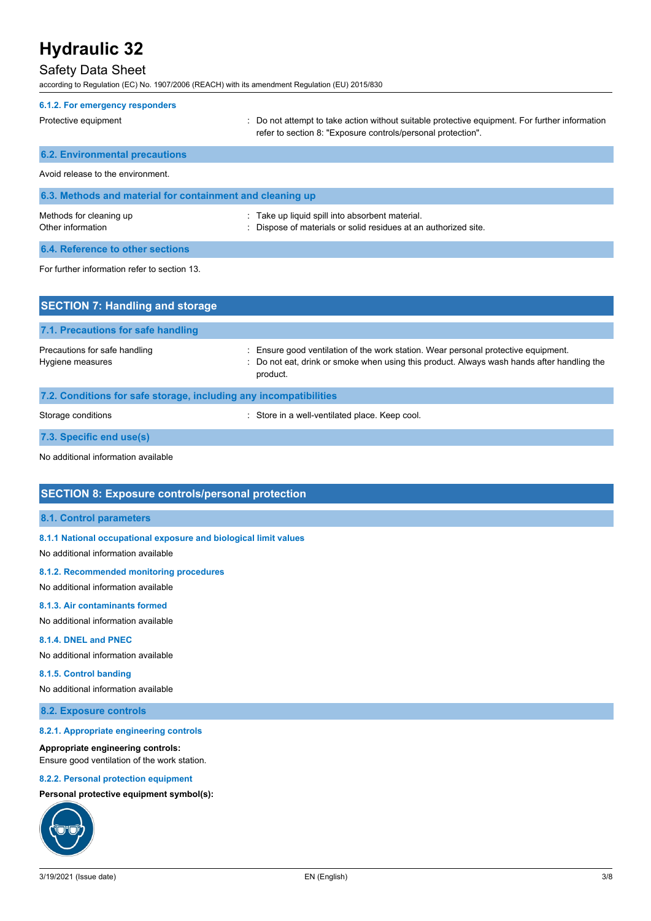#### 6.1.2. For emergency responders

| | |
|---|---|
| Protective equipment | : Do not attempt to take action without suitable protective equipment. For further information refer to section 8: "Exposure controls/personal protection". |

### 6.2. Environmental precautions

Avoid release to the environment.

### 6.3. Methods and material for containment and cleaning up

| | |
|---|---|
| Methods for cleaning up | : Take up liquid spill into absorbent material. |
| Other information | : Dispose of materials or solid residues at an authorized site. |

### 6.4. Reference to other sections

For further information refer to section 13.

## SECTION 7: Handling and storage

### 7.1. Precautions for safe handling

| | |
|---|---|
| Precautions for safe handling | : Ensure good ventilation of the work station. Wear personal protective equipment. |
| Hygiene measures | : Do not eat, drink or smoke when using this product. Always wash hands after handling the product. |

### 7.2. Conditions for safe storage, including any incompatibilities

| | |
|---|---|
| Storage conditions | : Store in a well-ventilated place. Keep cool. |

### 7.3. Specific end use(s)

No additional information available

## SECTION 8: Exposure controls/personal protection

### 8.1. Control parameters

#### 8.1.1 National occupational exposure and biological limit values

No additional information available

#### 8.1.2. Recommended monitoring procedures

No additional information available

#### 8.1.3. Air contaminants formed

No additional information available

#### 8.1.4. DNEL and PNEC

No additional information available

#### 8.1.5. Control banding

No additional information available

### 8.2. Exposure controls

#### 8.2.1. Appropriate engineering controls

**Appropriate engineering controls:**
Ensure good ventilation of the work station.

#### 8.2.2. Personal protection equipment

**Personal protective equipment symbol(s):**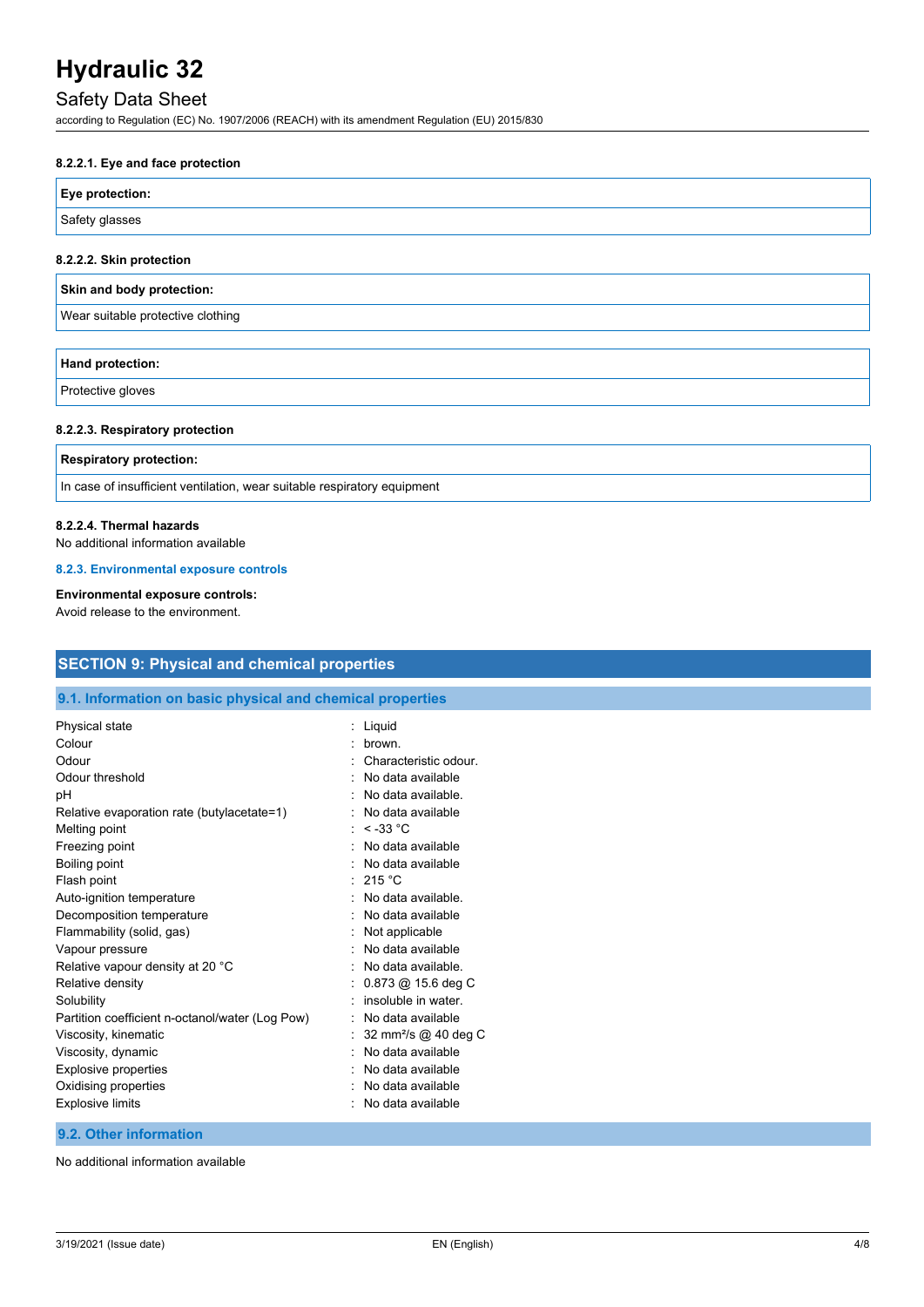#### 8.2.2.1. Eye and face protection

| Eye protection: |
| --- |
| Safety glasses |

#### 8.2.2.2. Skin protection

| Skin and body protection: |
| --- |
| Wear suitable protective clothing |

| Hand protection: |
| --- |
| Protective gloves |

#### 8.2.2.3. Respiratory protection

| Respiratory protection: |
| --- |
| In case of insufficient ventilation, wear suitable respiratory equipment |

#### 8.2.2.4. Thermal hazards

No additional information available

### 8.2.3. Environmental exposure controls

**Environmental exposure controls:**

Avoid release to the environment.

## SECTION 9: Physical and chemical properties

### 9.1. Information on basic physical and chemical properties

| Property | Value |
| --- | --- |
| Physical state | Liquid |
| Colour | brown. |
| Odour | Characteristic odour. |
| Odour threshold | No data available |
| pH | No data available. |
| Relative evaporation rate (butylacetate=1) | No data available |
| Melting point | < -33 °C |
| Freezing point | No data available |
| Boiling point | No data available |
| Flash point | 215 °C |
| Auto-ignition temperature | No data available. |
| Decomposition temperature | No data available |
| Flammability (solid, gas) | Not applicable |
| Vapour pressure | No data available |
| Relative vapour density at 20 °C | No data available. |
| Relative density | 0.873 @ 15.6 deg C |
| Solubility | insoluble in water. |
| Partition coefficient n-octanol/water (Log Pow) | No data available |
| Viscosity, kinematic | 32 $mm^2/s$ @ 40 deg C |
| Viscosity, dynamic | No data available |
| Explosive properties | No data available |
| Oxidising properties | No data available |
| Explosive limits | No data available |

### 9.2. Other information

No additional information available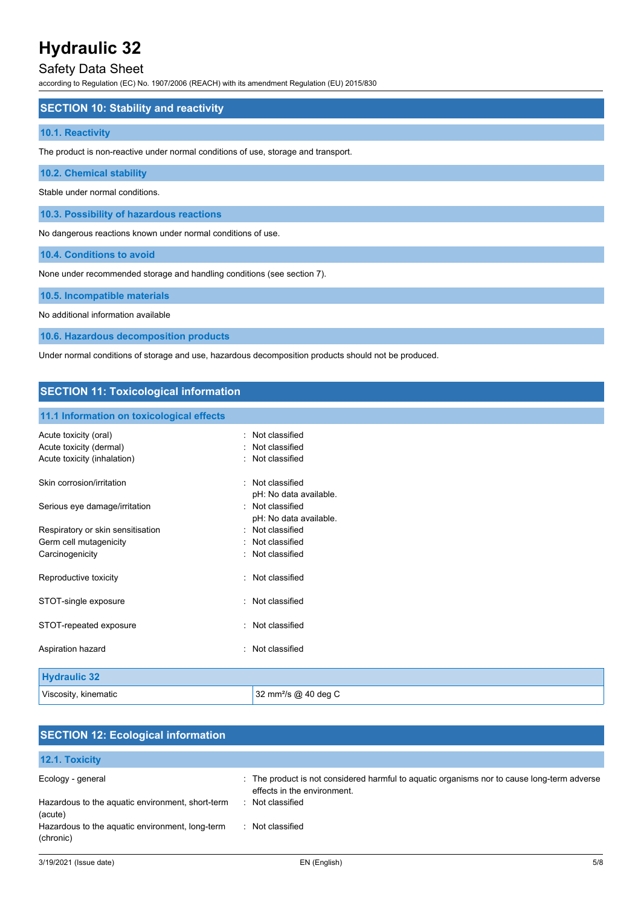## SECTION 10: Stability and reactivity

### 10.1. Reactivity

The product is non-reactive under normal conditions of use, storage and transport.

### 10.2. Chemical stability

Stable under normal conditions.

### 10.3. Possibility of hazardous reactions

No dangerous reactions known under normal conditions of use.

### 10.4. Conditions to avoid

None under recommended storage and handling conditions (see section 7).

### 10.5. Incompatible materials

No additional information available

### 10.6. Hazardous decomposition products

Under normal conditions of storage and use, hazardous decomposition products should not be produced.

## SECTION 11: Toxicological information

### 11.1 Information on toxicological effects

| | |
|---|---|
| Acute toxicity (oral) | : Not classified |
| Acute toxicity (dermal) | : Not classified |
| Acute toxicity (inhalation) | : Not classified |
| Skin corrosion/irritation | : Not classified<br>pH: No data available. |
| Serious eye damage/irritation | : Not classified<br>pH: No data available. |
| Respiratory or skin sensitisation | : Not classified |
| Germ cell mutagenicity | : Not classified |
| Carcinogenicity | : Not classified |
| Reproductive toxicity | : Not classified |
| STOT-single exposure | : Not classified |
| STOT-repeated exposure | : Not classified |
| Aspiration hazard | : Not classified |

| Hydraulic 32 | |
|---|---|
| Viscosity, kinematic | 32 $mm^2/s$ @ 40 deg C |

## SECTION 12: Ecological information

### 12.1. Toxicity

| | |
|---|---|
| Ecology - general | : The product is not considered harmful to aquatic organisms nor to cause long-term adverse effects in the environment. |
| Hazardous to the aquatic environment, short-term (acute) | : Not classified |
| Hazardous to the aquatic environment, long-term (chronic) | : Not classified |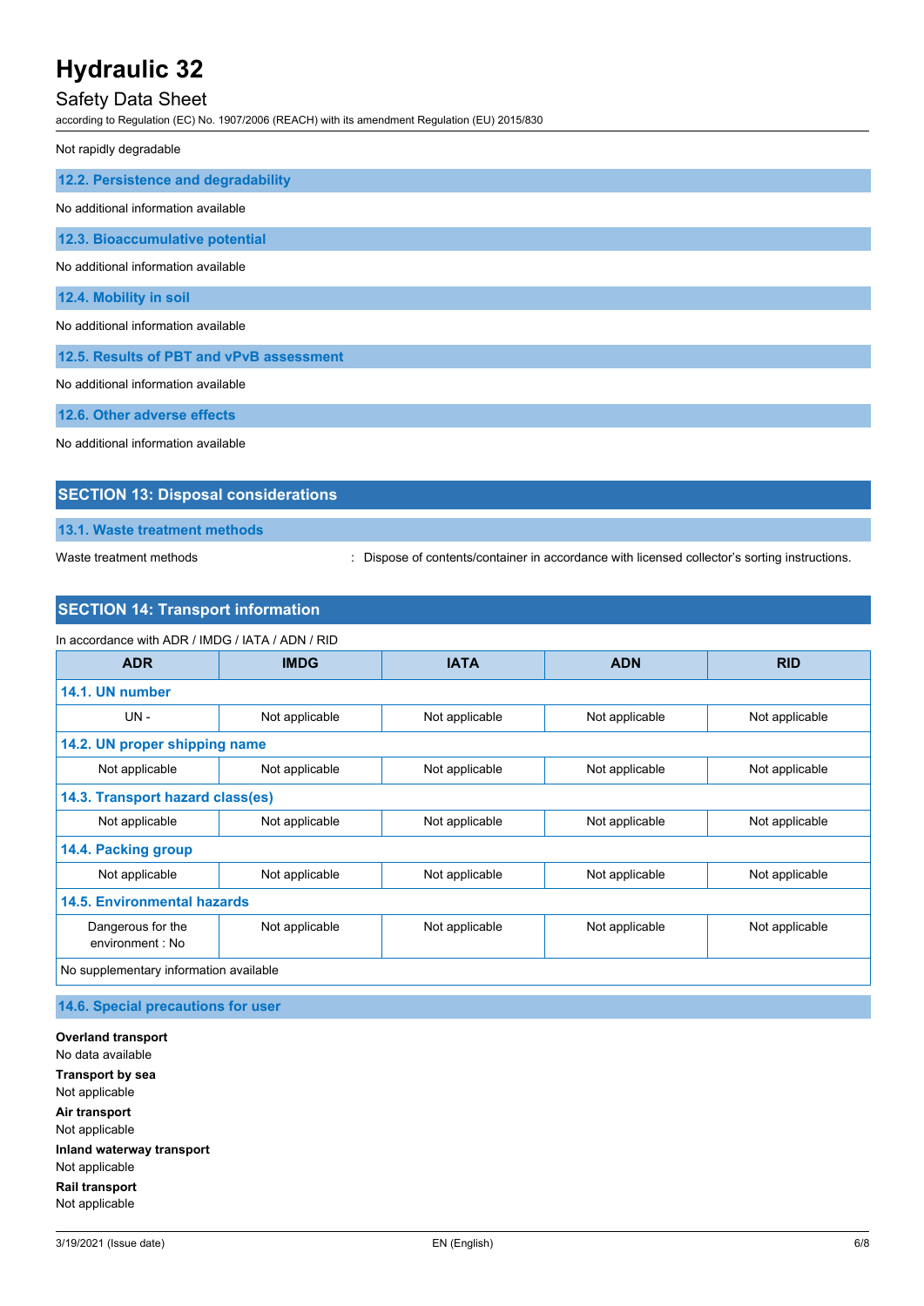Not rapidly degradable

### 12.2. Persistence and degradability

No additional information available

### 12.3. Bioaccumulative potential

No additional information available

### 12.4. Mobility in soil

No additional information available

### 12.5. Results of PBT and vPvB assessment

No additional information available

### 12.6. Other adverse effects

No additional information available

## SECTION 13: Disposal considerations

### 13.1. Waste treatment methods

Waste treatment methods : Dispose of contents/container in accordance with licensed collector's sorting instructions.

## SECTION 14: Transport information

In accordance with ADR / IMDG / IATA / ADN / RID

| ADR | IMDG | IATA | ADN | RID |
|---|---|---|---|---|
| **14.1. UN number** | | | | |
| UN - | Not applicable | Not applicable | Not applicable | Not applicable |
| **14.2. UN proper shipping name** | | | | |
| Not applicable | Not applicable | Not applicable | Not applicable | Not applicable |
| **14.3. Transport hazard class(es)** | | | | |
| Not applicable | Not applicable | Not applicable | Not applicable | Not applicable |
| **14.4. Packing group** | | | | |
| Not applicable | Not applicable | Not applicable | Not applicable | Not applicable |
| **14.5. Environmental hazards** | | | | |
| Dangerous for the environment : No | Not applicable | Not applicable | Not applicable | Not applicable |
| No supplementary information available | | | | |

### 14.6. Special precautions for user

**Overland transport**
No data available

**Transport by sea**
Not applicable

**Air transport**
Not applicable

**Inland waterway transport**
Not applicable

**Rail transport**
Not applicable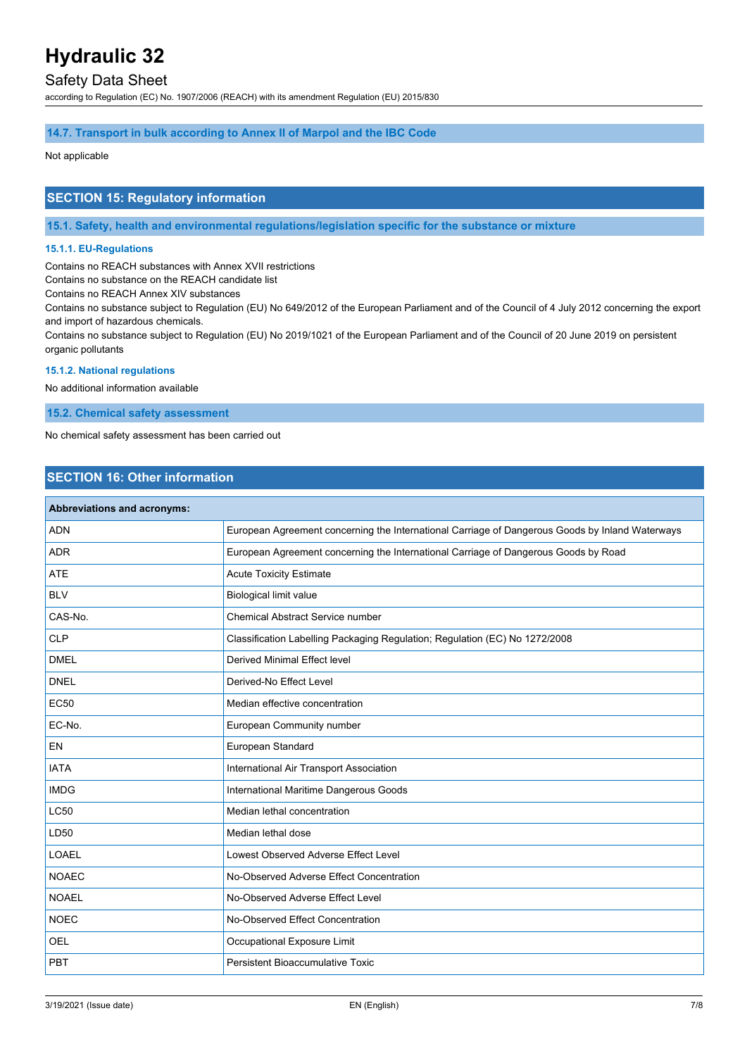### 14.7. Transport in bulk according to Annex II of Marpol and the IBC Code

Not applicable

## SECTION 15: Regulatory information

### 15.1. Safety, health and environmental regulations/legislation specific for the substance or mixture

#### 15.1.1. EU-Regulations

Contains no REACH substances with Annex XVII restrictions
Contains no substance on the REACH candidate list
Contains no REACH Annex XIV substances
Contains no substance subject to Regulation (EU) No 649/2012 of the European Parliament and of the Council of 4 July 2012 concerning the export and import of hazardous chemicals.
Contains no substance subject to Regulation (EU) No 2019/1021 of the European Parliament and of the Council of 20 June 2019 on persistent organic pollutants

#### 15.1.2. National regulations

No additional information available

### 15.2. Chemical safety assessment

No chemical safety assessment has been carried out

## SECTION 16: Other information

| Abbreviations and acronyms: | |
|---|---|
| ADN | European Agreement concerning the International Carriage of Dangerous Goods by Inland Waterways |
| ADR | European Agreement concerning the International Carriage of Dangerous Goods by Road |
| ATE | Acute Toxicity Estimate |
| BLV | Biological limit value |
| CAS-No. | Chemical Abstract Service number |
| CLP | Classification Labelling Packaging Regulation; Regulation (EC) No 1272/2008 |
| DMEL | Derived Minimal Effect level |
| DNEL | Derived-No Effect Level |
| EC50 | Median effective concentration |
| EC-No. | European Community number |
| EN | European Standard |
| IATA | International Air Transport Association |
| IMDG | International Maritime Dangerous Goods |
| LC50 | Median lethal concentration |
| LD50 | Median lethal dose |
| LOAEL | Lowest Observed Adverse Effect Level |
| NOAEC | No-Observed Adverse Effect Concentration |
| NOAEL | No-Observed Adverse Effect Level |
| NOEC | No-Observed Effect Concentration |
| OEL | Occupational Exposure Limit |
| PBT | Persistent Bioaccumulative Toxic |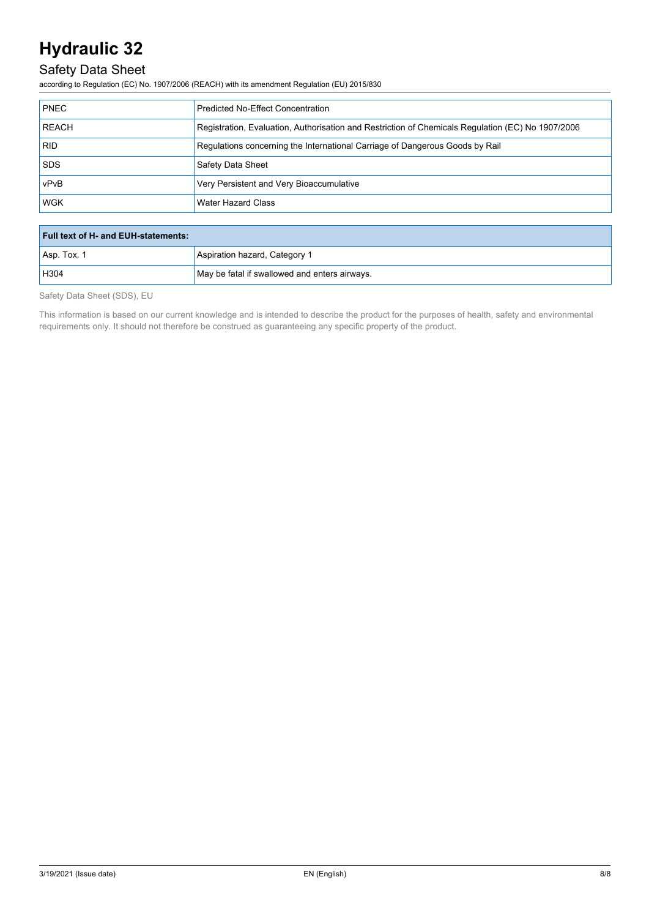| | |
|---|---|
| PNEC | Predicted No-Effect Concentration |
| REACH | Registration, Evaluation, Authorisation and Restriction of Chemicals Regulation (EC) No 1907/2006 |
| RID | Regulations concerning the International Carriage of Dangerous Goods by Rail |
| SDS | Safety Data Sheet |
| vPvB | Very Persistent and Very Bioaccumulative |
| WGK | Water Hazard Class |

| **Full text of H- and EUH-statements:** | |
|---|---|
| Asp. Tox. 1 | Aspiration hazard, Category 1 |
| H304 | May be fatal if swallowed and enters airways. |

Safety Data Sheet (SDS), EU

This information is based on our current knowledge and is intended to describe the product for the purposes of health, safety and environmental requirements only. It should not therefore be construed as guaranteeing any specific property of the product.